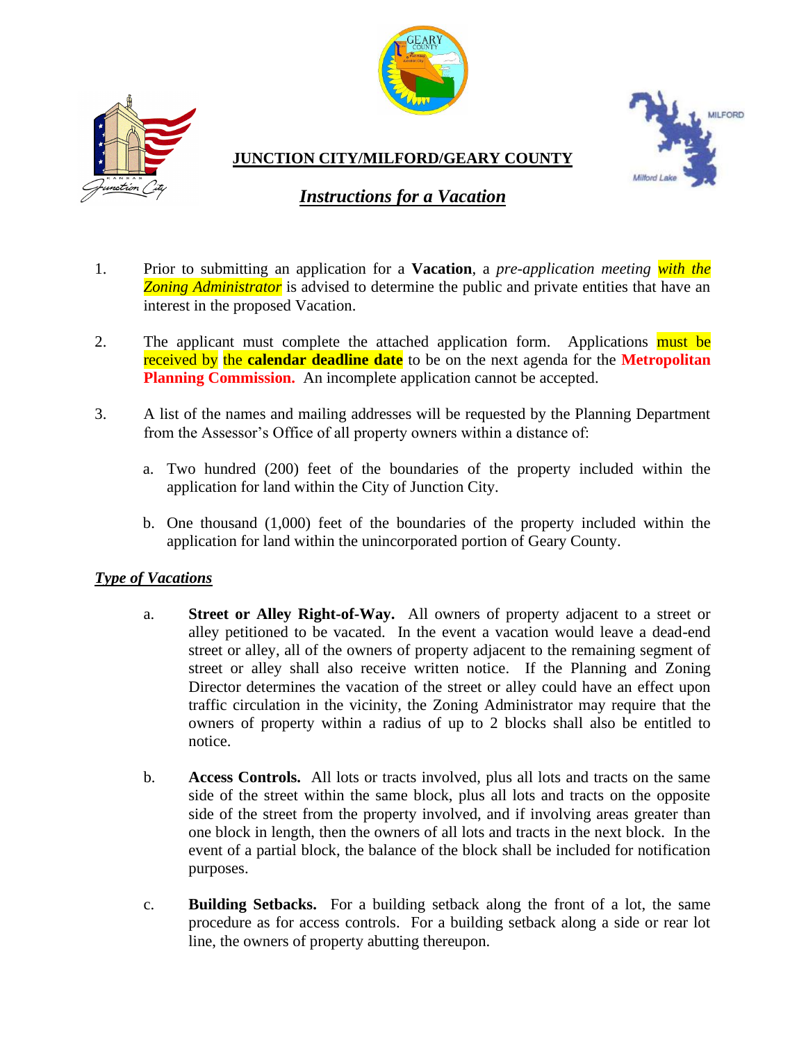# JUNCTION CITY/MILFORD/GEARY COUNTY

## *Instructions for a Vacation*

1. Prior to submitting an application for a **Vacation**, a *pre-application meeting with the Zoning Administrator* is advised to determine the public and private entities that have an interest in the proposed Vacation.

2. The applicant must complete the attached application form. Applications must be received by the **calendar deadline date** to be on the next agenda for the **Metropolitan Planning Commission.** An incomplete application cannot be accepted.

3. A list of the names and mailing addresses will be requested by the Planning Department from the Assessor's Office of all property owners within a distance of:

   a. Two hundred (200) feet of the boundaries of the property included within the application for land within the City of Junction City.

   b. One thousand (1,000) feet of the boundaries of the property included within the application for land within the unincorporated portion of Geary County.

### *Type of Vacations*

a. **Street or Alley Right-of-Way.** All owners of property adjacent to a street or alley petitioned to be vacated. In the event a vacation would leave a dead-end street or alley, all of the owners of property adjacent to the remaining segment of street or alley shall also receive written notice. If the Planning and Zoning Director determines the vacation of the street or alley could have an effect upon traffic circulation in the vicinity, the Zoning Administrator may require that the owners of property within a radius of up to 2 blocks shall also be entitled to notice.

b. **Access Controls.** All lots or tracts involved, plus all lots and tracts on the same side of the street within the same block, plus all lots and tracts on the opposite side of the street from the property involved, and if involving areas greater than one block in length, then the owners of all lots and tracts in the next block. In the event of a partial block, the balance of the block shall be included for notification purposes.

c. **Building Setbacks.** For a building setback along the front of a lot, the same procedure as for access controls. For a building setback along a side or rear lot line, the owners of property abutting thereupon.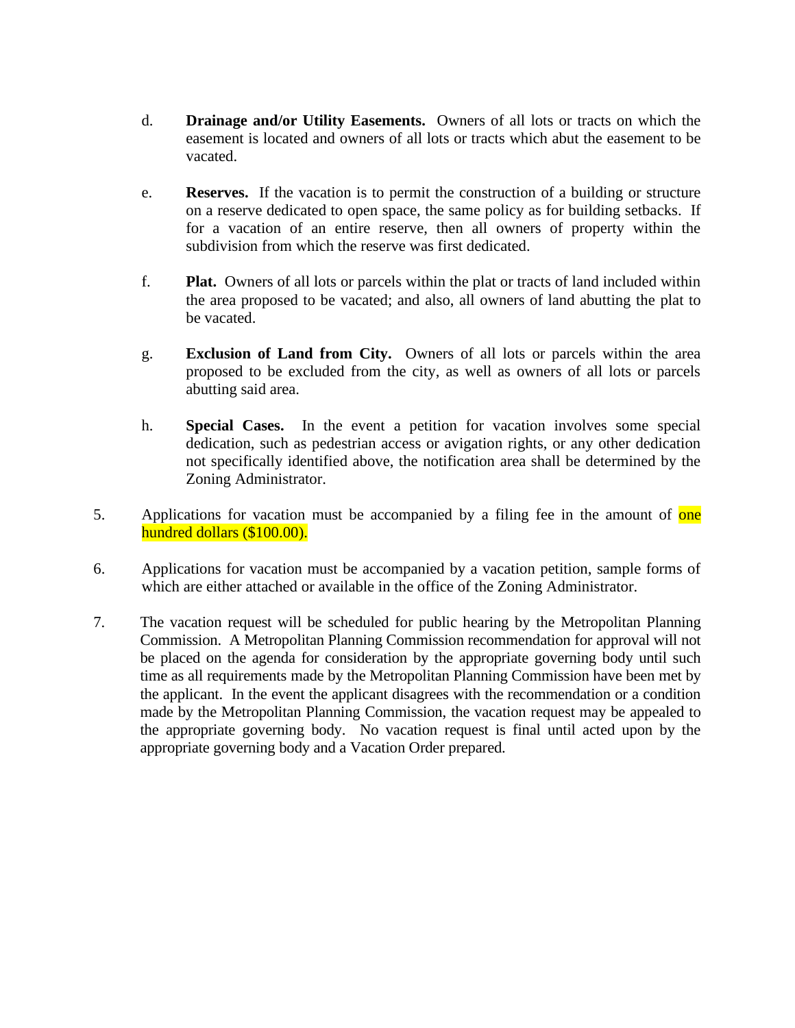d. **Drainage and/or Utility Easements.** Owners of all lots or tracts on which the easement is located and owners of all lots or tracts which abut the easement to be vacated.

e. **Reserves.** If the vacation is to permit the construction of a building or structure on a reserve dedicated to open space, the same policy as for building setbacks. If for a vacation of an entire reserve, then all owners of property within the subdivision from which the reserve was first dedicated.

f. **Plat.** Owners of all lots or parcels within the plat or tracts of land included within the area proposed to be vacated; and also, all owners of land abutting the plat to be vacated.

g. **Exclusion of Land from City.** Owners of all lots or parcels within the area proposed to be excluded from the city, as well as owners of all lots or parcels abutting said area.

h. **Special Cases.** In the event a petition for vacation involves some special dedication, such as pedestrian access or avigation rights, or any other dedication not specifically identified above, the notification area shall be determined by the Zoning Administrator.

5. Applications for vacation must be accompanied by a filing fee in the amount of one hundred dollars ($100.00).

6. Applications for vacation must be accompanied by a vacation petition, sample forms of which are either attached or available in the office of the Zoning Administrator.

7. The vacation request will be scheduled for public hearing by the Metropolitan Planning Commission. A Metropolitan Planning Commission recommendation for approval will not be placed on the agenda for consideration by the appropriate governing body until such time as all requirements made by the Metropolitan Planning Commission have been met by the applicant. In the event the applicant disagrees with the recommendation or a condition made by the Metropolitan Planning Commission, the vacation request may be appealed to the appropriate governing body. No vacation request is final until acted upon by the appropriate governing body and a Vacation Order prepared.